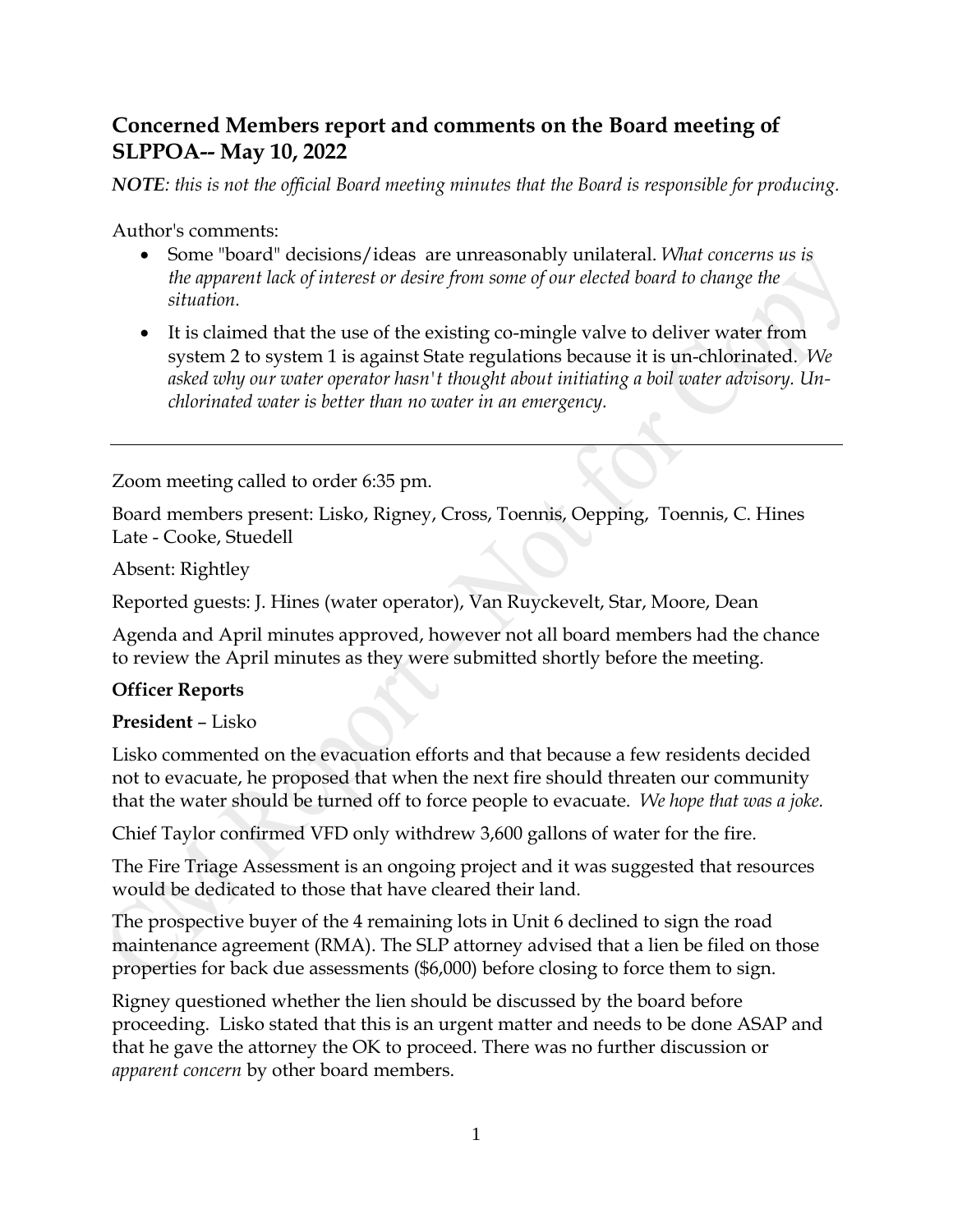## Concerned Members report and comments on the Board meeting of SLPPOA-- May 10, 2022

***NOTE**: this is not the official Board meeting minutes that the Board is responsible for producing.*

Author's comments:

- Some "board" decisions/ideas are unreasonably unilateral. *What concerns us is the apparent lack of interest or desire from some of our elected board to change the situation.*
- It is claimed that the use of the existing co-mingle valve to deliver water from system 2 to system 1 is against State regulations because it is un-chlorinated. *We asked why our water operator hasn't thought about initiating a boil water advisory. Un-chlorinated water is better than no water in an emergency.*

---

Zoom meeting called to order 6:35 pm.

Board members present: Lisko, Rigney, Cross, Toennis, Oepping, Toennis, C. Hines
Late - Cooke, Stuedell

Absent: Rightley

Reported guests: J. Hines (water operator), Van Ruyckevelt, Star, Moore, Dean

Agenda and April minutes approved, however not all board members had the chance to review the April minutes as they were submitted shortly before the meeting.

**Officer Reports**

**President** – Lisko

Lisko commented on the evacuation efforts and that because a few residents decided not to evacuate, he proposed that when the next fire should threaten our community that the water should be turned off to force people to evacuate. *We hope that was a joke.*

Chief Taylor confirmed VFD only withdrew 3,600 gallons of water for the fire.

The Fire Triage Assessment is an ongoing project and it was suggested that resources would be dedicated to those that have cleared their land.

The prospective buyer of the 4 remaining lots in Unit 6 declined to sign the road maintenance agreement (RMA). The SLP attorney advised that a lien be filed on those properties for back due assessments ($6,000) before closing to force them to sign.

Rigney questioned whether the lien should be discussed by the board before proceeding. Lisko stated that this is an urgent matter and needs to be done ASAP and that he gave the attorney the OK to proceed. There was no further discussion or *apparent concern* by other board members.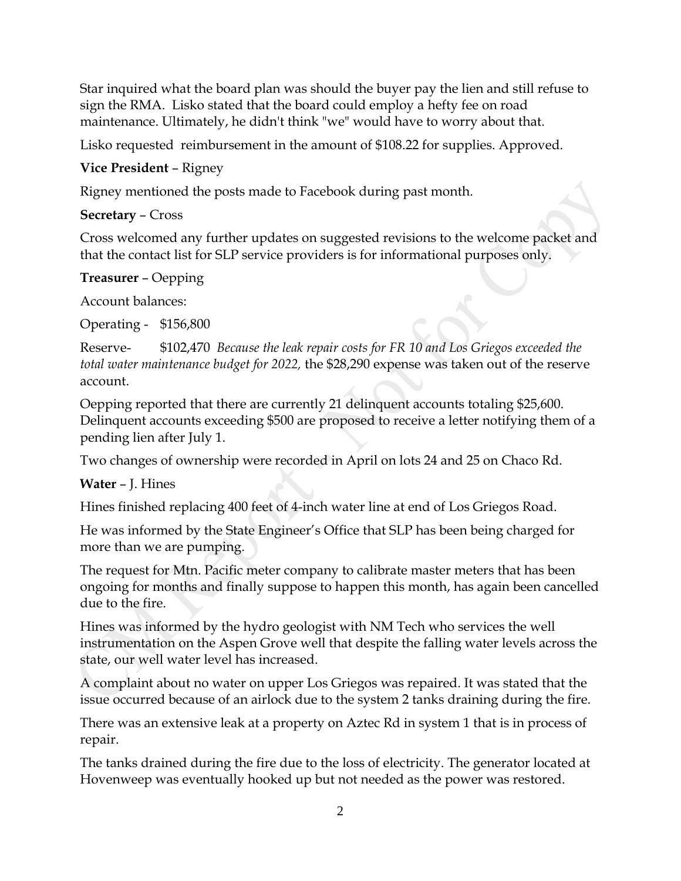Star inquired what the board plan was should the buyer pay the lien and still refuse to sign the RMA. Lisko stated that the board could employ a hefty fee on road maintenance. Ultimately, he didn't think "we" would have to worry about that.

Lisko requested reimbursement in the amount of $108.22 for supplies. Approved.

**Vice President** – Rigney

Rigney mentioned the posts made to Facebook during past month.

**Secretary** – Cross

Cross welcomed any further updates on suggested revisions to the welcome packet and that the contact list for SLP service providers is for informational purposes only.

**Treasurer** – Oepping

Account balances:

Operating - $156,800

Reserve- $102,470 *Because the leak repair costs for FR 10 and Los Griegos exceeded the total water maintenance budget for 2022,* the $28,290 expense was taken out of the reserve account.

Oepping reported that there are currently 21 delinquent accounts totaling $25,600. Delinquent accounts exceeding $500 are proposed to receive a letter notifying them of a pending lien after July 1.

Two changes of ownership were recorded in April on lots 24 and 25 on Chaco Rd.

**Water** – J. Hines

Hines finished replacing 400 feet of 4-inch water line at end of Los Griegos Road.

He was informed by the State Engineer's Office that SLP has been being charged for more than we are pumping.

The request for Mtn. Pacific meter company to calibrate master meters that has been ongoing for months and finally suppose to happen this month, has again been cancelled due to the fire.

Hines was informed by the hydro geologist with NM Tech who services the well instrumentation on the Aspen Grove well that despite the falling water levels across the state, our well water level has increased.

A complaint about no water on upper Los Griegos was repaired. It was stated that the issue occurred because of an airlock due to the system 2 tanks draining during the fire.

There was an extensive leak at a property on Aztec Rd in system 1 that is in process of repair.

The tanks drained during the fire due to the loss of electricity. The generator located at Hovenweep was eventually hooked up but not needed as the power was restored.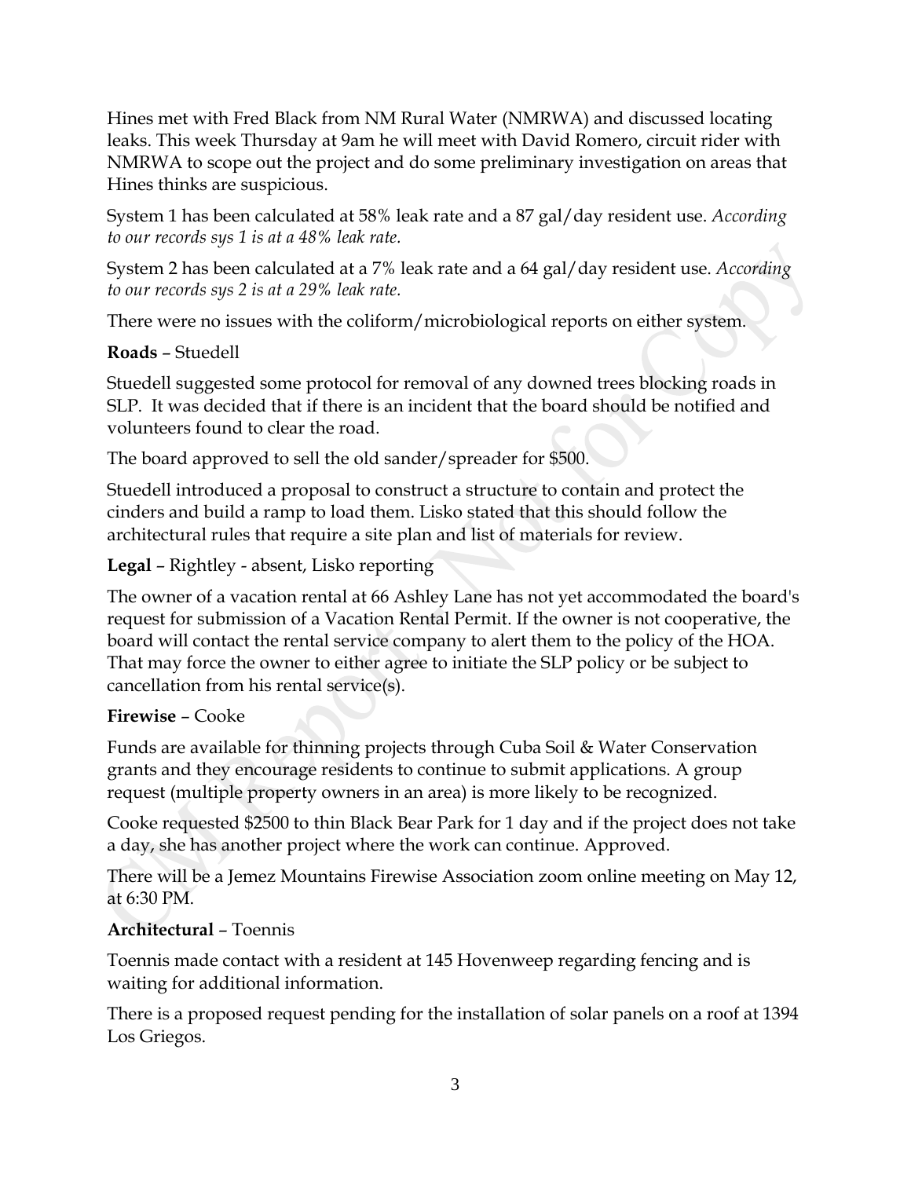Hines met with Fred Black from NM Rural Water (NMRWA) and discussed locating leaks. This week Thursday at 9am he will meet with David Romero, circuit rider with NMRWA to scope out the project and do some preliminary investigation on areas that Hines thinks are suspicious.

System 1 has been calculated at 58% leak rate and a 87 gal/day resident use. *According to our records sys 1 is at a 48% leak rate.*

System 2 has been calculated at a 7% leak rate and a 64 gal/day resident use. *According to our records sys 2 is at a 29% leak rate.*

There were no issues with the coliform/microbiological reports on either system.

**Roads** – Stuedell

Stuedell suggested some protocol for removal of any downed trees blocking roads in SLP. It was decided that if there is an incident that the board should be notified and volunteers found to clear the road.

The board approved to sell the old sander/spreader for $500.

Stuedell introduced a proposal to construct a structure to contain and protect the cinders and build a ramp to load them. Lisko stated that this should follow the architectural rules that require a site plan and list of materials for review.

**Legal** – Rightley - absent, Lisko reporting

The owner of a vacation rental at 66 Ashley Lane has not yet accommodated the board's request for submission of a Vacation Rental Permit. If the owner is not cooperative, the board will contact the rental service company to alert them to the policy of the HOA. That may force the owner to either agree to initiate the SLP policy or be subject to cancellation from his rental service(s).

**Firewise** – Cooke

Funds are available for thinning projects through Cuba Soil & Water Conservation grants and they encourage residents to continue to submit applications. A group request (multiple property owners in an area) is more likely to be recognized.

Cooke requested $2500 to thin Black Bear Park for 1 day and if the project does not take a day, she has another project where the work can continue. Approved.

There will be a Jemez Mountains Firewise Association zoom online meeting on May 12, at 6:30 PM.

**Architectural** – Toennis

Toennis made contact with a resident at 145 Hovenweep regarding fencing and is waiting for additional information.

There is a proposed request pending for the installation of solar panels on a roof at 1394 Los Griegos.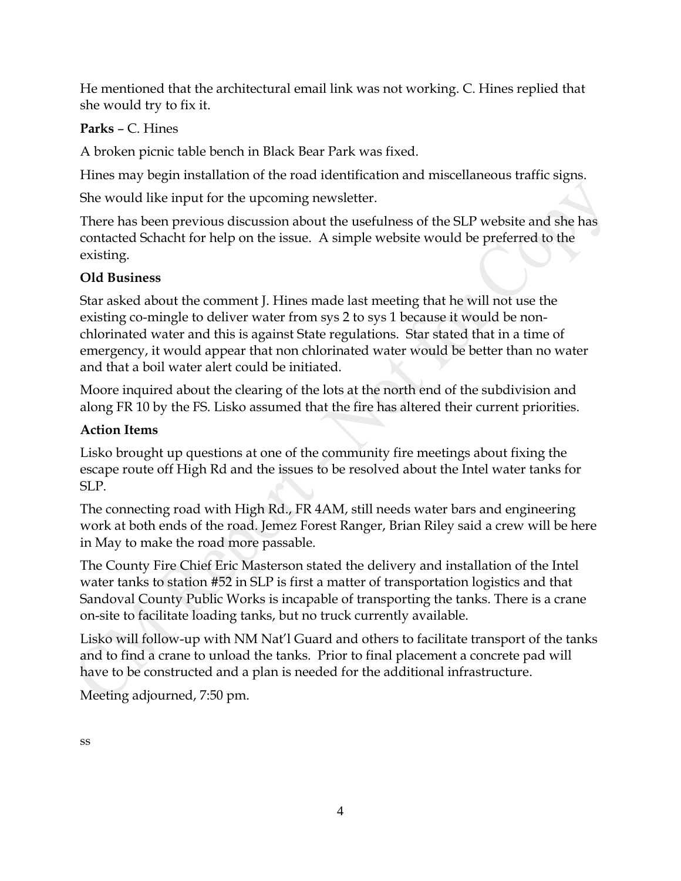He mentioned that the architectural email link was not working. C. Hines replied that she would try to fix it.

**Parks** – C. Hines

A broken picnic table bench in Black Bear Park was fixed.

Hines may begin installation of the road identification and miscellaneous traffic signs.

She would like input for the upcoming newsletter.

There has been previous discussion about the usefulness of the SLP website and she has contacted Schacht for help on the issue. A simple website would be preferred to the existing.

**Old Business**

Star asked about the comment J. Hines made last meeting that he will not use the existing co-mingle to deliver water from sys 2 to sys 1 because it would be non-chlorinated water and this is against State regulations. Star stated that in a time of emergency, it would appear that non chlorinated water would be better than no water and that a boil water alert could be initiated.

Moore inquired about the clearing of the lots at the north end of the subdivision and along FR 10 by the FS. Lisko assumed that the fire has altered their current priorities.

**Action Items**

Lisko brought up questions at one of the community fire meetings about fixing the escape route off High Rd and the issues to be resolved about the Intel water tanks for SLP.

The connecting road with High Rd., FR 4AM, still needs water bars and engineering work at both ends of the road. Jemez Forest Ranger, Brian Riley said a crew will be here in May to make the road more passable.

The County Fire Chief Eric Masterson stated the delivery and installation of the Intel water tanks to station #52 in SLP is first a matter of transportation logistics and that Sandoval County Public Works is incapable of transporting the tanks. There is a crane on-site to facilitate loading tanks, but no truck currently available.

Lisko will follow-up with NM Nat'l Guard and others to facilitate transport of the tanks and to find a crane to unload the tanks. Prior to final placement a concrete pad will have to be constructed and a plan is needed for the additional infrastructure.

Meeting adjourned, 7:50 pm.

ss